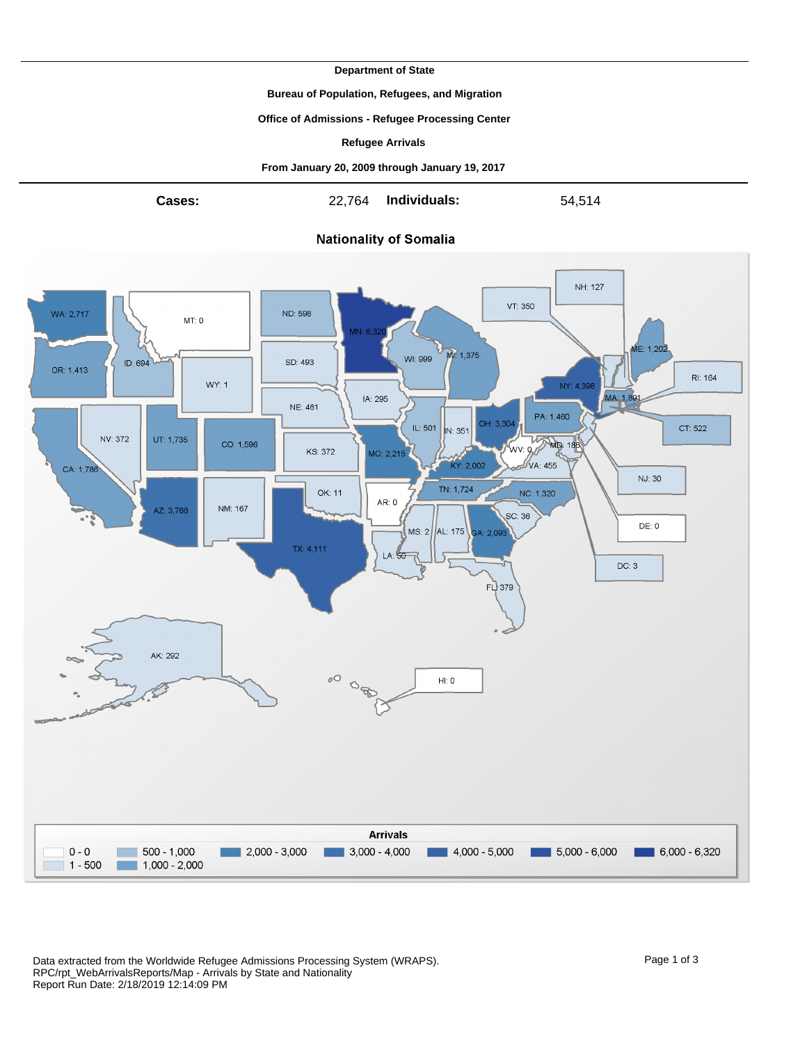**Department of State**

**Bureau of Population, Refugees, and Migration**

**Office of Admissions - Refugee Processing Center**

**Refugee Arrivals**

**From January 20, 2009 through January 19, 2017**

**Cases:** 22,764 **Individuals:** 54,514

## Nationality of Somalia

| State | Arrivals |
| --- | --- |
| WA | 2,717 |
| MT | 0 |
| ND | 598 |
| MN | 6,320 |
| VT | 350 |
| NH | 127 |
| OR | 1,413 |
| ID | 694 |
| SD | 493 |
| WI | 999 |
| MI | 1,375 |
| ME | 1,202 |
| WY | 1 |
| NY | 4,398 |
| RI | 164 |
| IA | 295 |
| NE | 461 |
| MA | 1,891 |
| NV | 372 |
| UT | 1,735 |
| CO | 1,596 |
| IL | 501 |
| IN | 351 |
| OH | 3,304 |
| PA | 1,460 |
| CT | 522 |
| KS | 372 |
| MO | 2,215 |
| WV | 0 |
| MD | 186 |
| CA | 1,786 |
| KY | 2,002 |
| VA | 455 |
| NJ | 30 |
| OK | 11 |
| TN | 1,724 |
| AZ | 3,766 |
| NM | 167 |
| AR | 0 |
| NC | 1,320 |
| SC | 36 |
| DE | 0 |
| MS | 2 |
| AL | 175 |
| GA | 2,093 |
| TX | 4,111 |
| LA | 50 |
| DC | 3 |
| FL | 379 |
| AK | 292 |
| HI | 0 |

**Arrivals**

0 - 0 | 1 - 500 | 500 - 1,000 | 1,000 - 2,000 | 2,000 - 3,000 | 3,000 - 4,000 | 4,000 - 5,000 | 5,000 - 6,000 | 6,000 - 6,320

Data extracted from the Worldwide Refugee Admissions Processing System (WRAPS).
RPC/rpt_WebArrivalsReports/Map - Arrivals by State and Nationality
Report Run Date: 2/18/2019 12:14:09 PM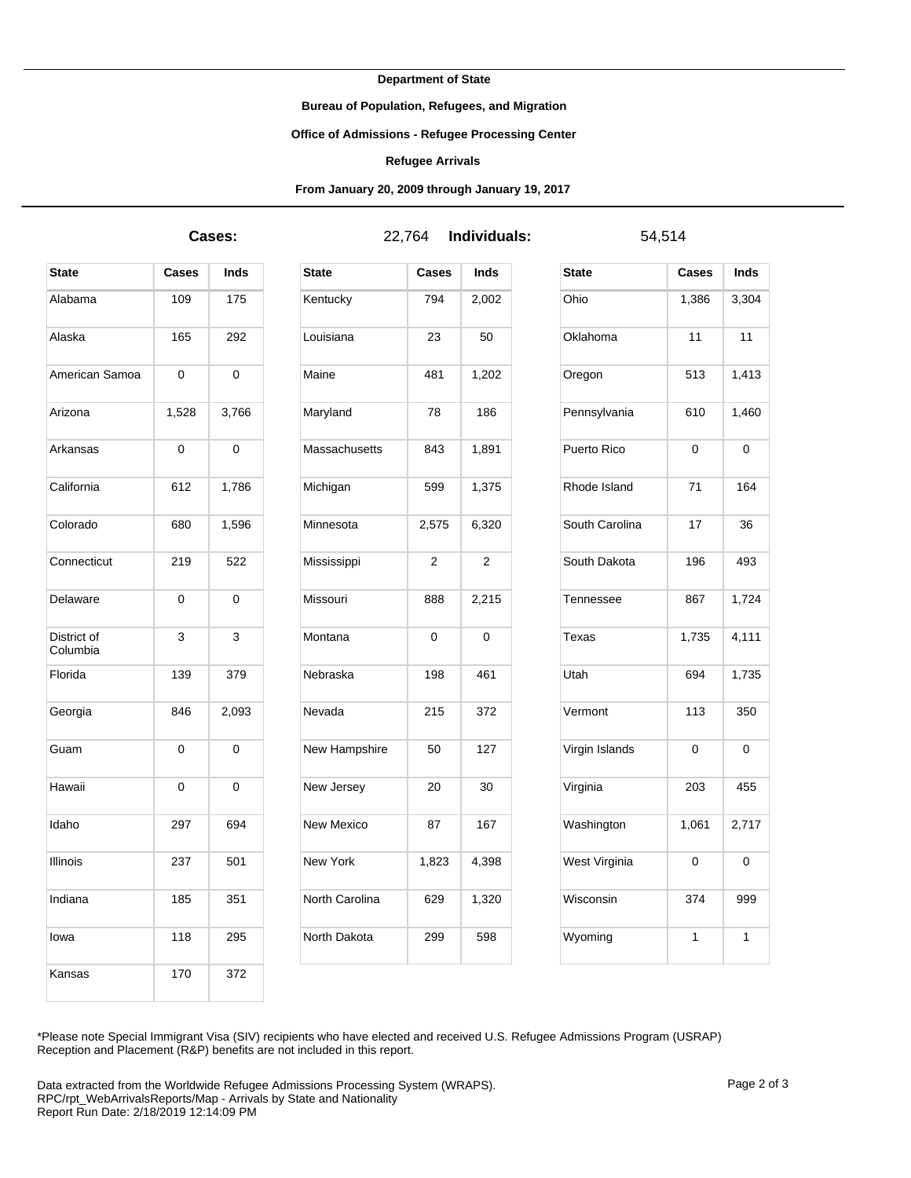**Department of State**

**Bureau of Population, Refugees, and Migration**

**Office of Admissions - Refugee Processing Center**

**Refugee Arrivals**

**From January 20, 2009 through January 19, 2017**

**Cases:** 22,764 **Individuals:** 54,514

| State | Cases | Inds |
|---|---|---|
| Alabama | 109 | 175 |
| Alaska | 165 | 292 |
| American Samoa | 0 | 0 |
| Arizona | 1,528 | 3,766 |
| Arkansas | 0 | 0 |
| California | 612 | 1,786 |
| Colorado | 680 | 1,596 |
| Connecticut | 219 | 522 |
| Delaware | 0 | 0 |
| District of Columbia | 3 | 3 |
| Florida | 139 | 379 |
| Georgia | 846 | 2,093 |
| Guam | 0 | 0 |
| Hawaii | 0 | 0 |
| Idaho | 297 | 694 |
| Illinois | 237 | 501 |
| Indiana | 185 | 351 |
| Iowa | 118 | 295 |
| Kansas | 170 | 372 |
| Kentucky | 794 | 2,002 |
| Louisiana | 23 | 50 |
| Maine | 481 | 1,202 |
| Maryland | 78 | 186 |
| Massachusetts | 843 | 1,891 |
| Michigan | 599 | 1,375 |
| Minnesota | 2,575 | 6,320 |
| Mississippi | 2 | 2 |
| Missouri | 888 | 2,215 |
| Montana | 0 | 0 |
| Nebraska | 198 | 461 |
| Nevada | 215 | 372 |
| New Hampshire | 50 | 127 |
| New Jersey | 20 | 30 |
| New Mexico | 87 | 167 |
| New York | 1,823 | 4,398 |
| North Carolina | 629 | 1,320 |
| North Dakota | 299 | 598 |
| Ohio | 1,386 | 3,304 |
| Oklahoma | 11 | 11 |
| Oregon | 513 | 1,413 |
| Pennsylvania | 610 | 1,460 |
| Puerto Rico | 0 | 0 |
| Rhode Island | 71 | 164 |
| South Carolina | 17 | 36 |
| South Dakota | 196 | 493 |
| Tennessee | 867 | 1,724 |
| Texas | 1,735 | 4,111 |
| Utah | 694 | 1,735 |
| Vermont | 113 | 350 |
| Virgin Islands | 0 | 0 |
| Virginia | 203 | 455 |
| Washington | 1,061 | 2,717 |
| West Virginia | 0 | 0 |
| Wisconsin | 374 | 999 |
| Wyoming | 1 | 1 |

*Please note Special Immigrant Visa (SIV) recipients who have elected and received U.S. Refugee Admissions Program (USRAP) Reception and Placement (R&P) benefits are not included in this report.

Data extracted from the Worldwide Refugee Admissions Processing System (WRAPS).
RPC/rpt_WebArrivalsReports/Map - Arrivals by State and Nationality
Report Run Date: 2/18/2019 12:14:09 PM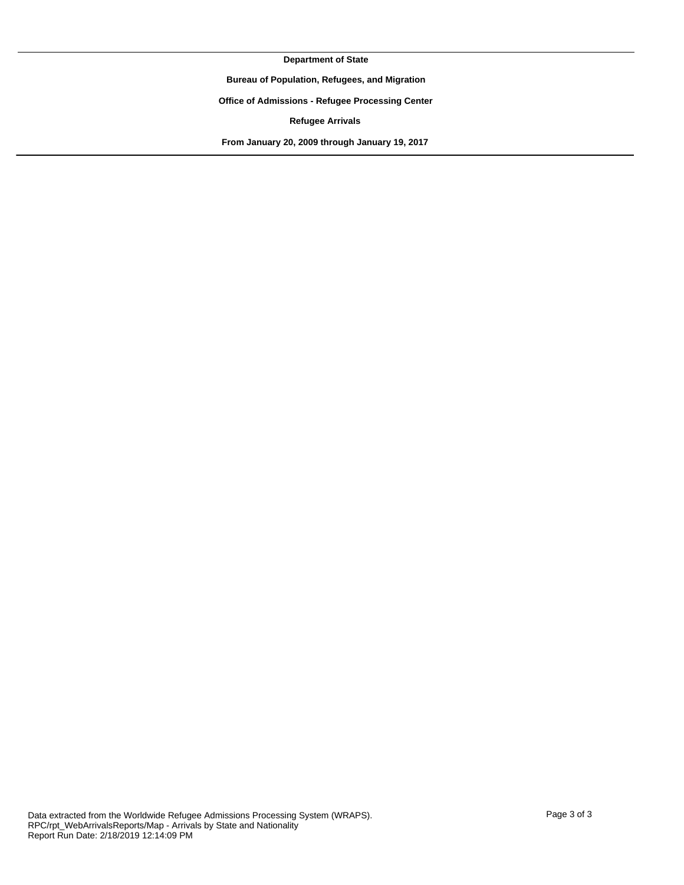**Department of State**

**Bureau of Population, Refugees, and Migration**

**Office of Admissions - Refugee Processing Center**

**Refugee Arrivals**

**From January 20, 2009 through January 19, 2017**

Data extracted from the Worldwide Refugee Admissions Processing System (WRAPS).
RPC/rpt_WebArrivalsReports/Map - Arrivals by State and Nationality
Report Run Date: 2/18/2019 12:14:09 PM